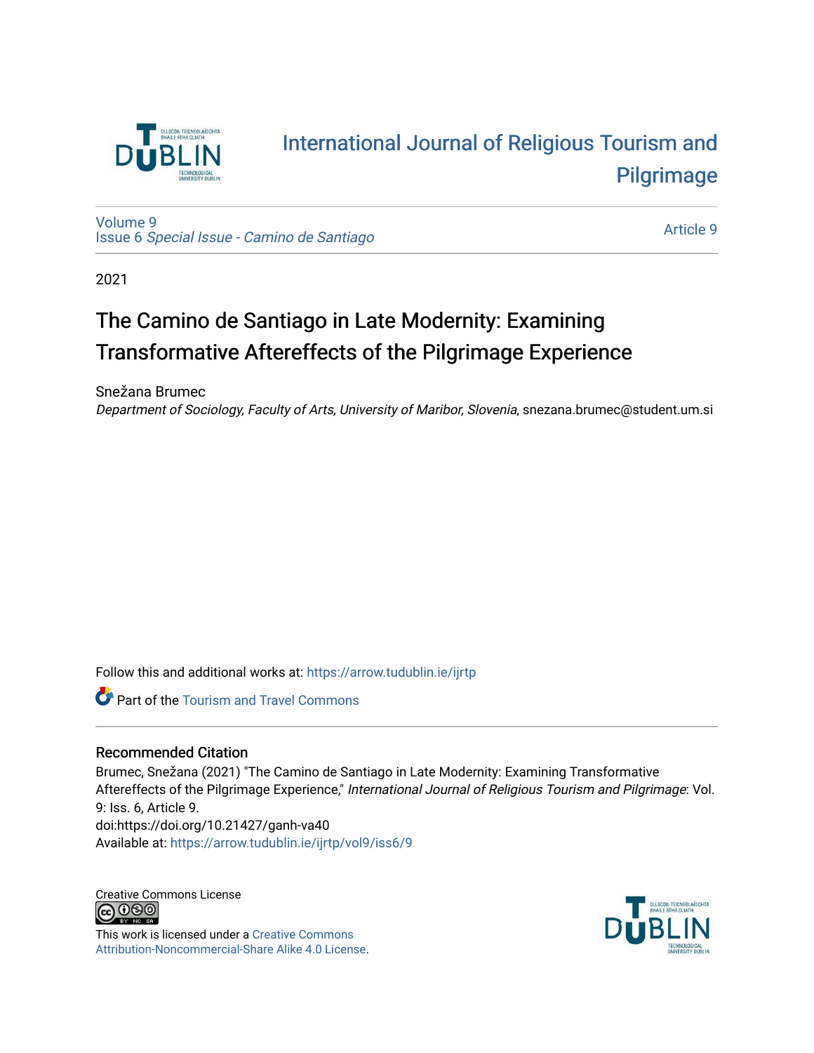International Journal of Religious Tourism and Pilgrimage

Volume 9
Issue 6 *Special Issue - Camino de Santiago*

Article 9

2021

# The Camino de Santiago in Late Modernity: Examining Transformative Aftereffects of the Pilgrimage Experience

Snežana Brumec
*Department of Sociology, Faculty of Arts, University of Maribor, Slovenia*, snezana.brumec@student.um.si

Follow this and additional works at: https://arrow.tudublin.ie/ijrtp

Part of the Tourism and Travel Commons

## Recommended Citation

Brumec, Snežana (2021) "The Camino de Santiago in Late Modernity: Examining Transformative Aftereffects of the Pilgrimage Experience," *International Journal of Religious Tourism and Pilgrimage*: Vol. 9: Iss. 6, Article 9.
doi:https://doi.org/10.21427/ganh-va40
Available at: https://arrow.tudublin.ie/ijrtp/vol9/iss6/9

Creative Commons License

This work is licensed under a Creative Commons Attribution-Noncommercial-Share Alike 4.0 License.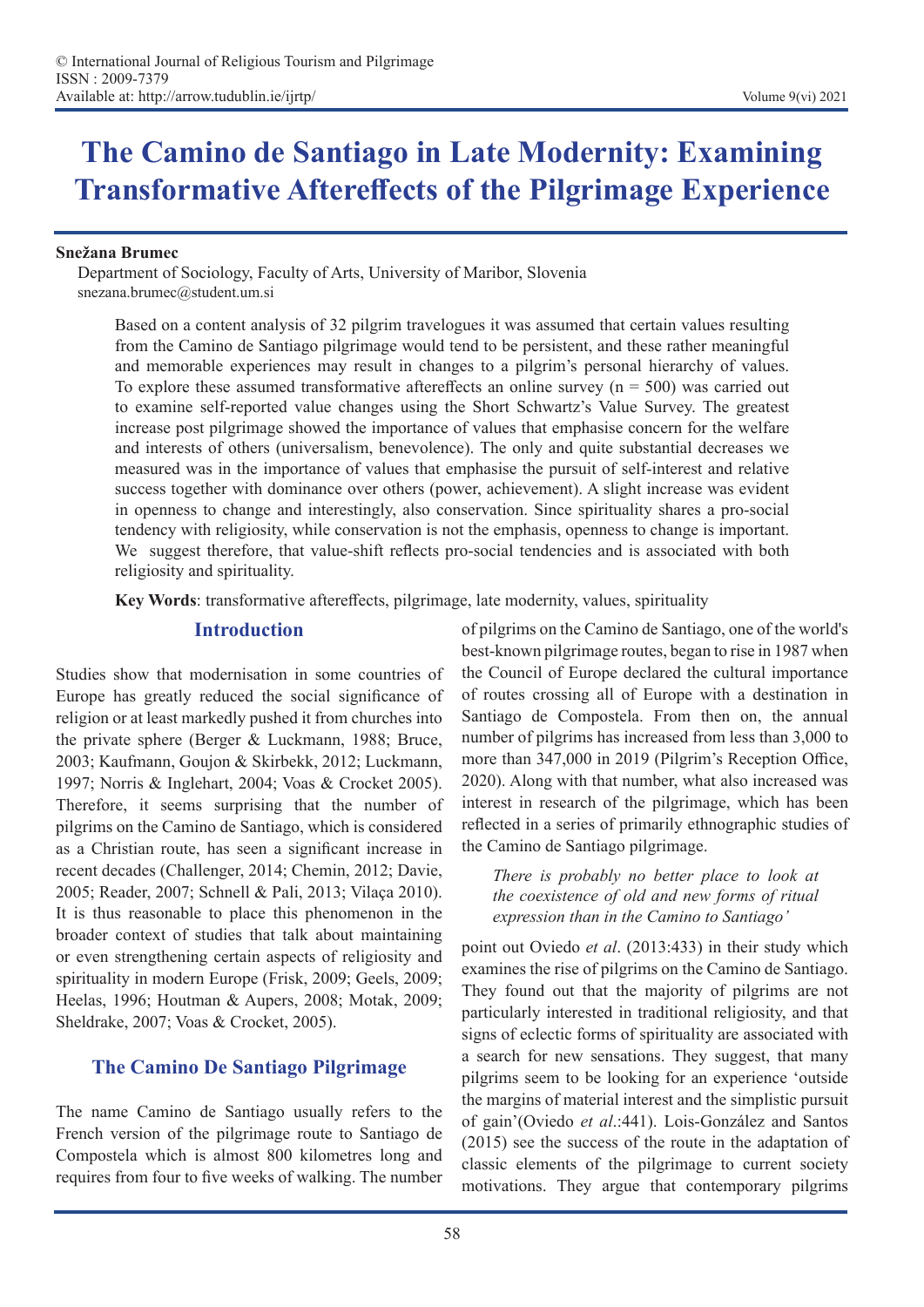# The Camino de Santiago in Late Modernity: Examining Transformative Aftereffects of the Pilgrimage Experience

**Snežana Brumec**

Department of Sociology, Faculty of Arts, University of Maribor, Slovenia
snezana.brumec@student.um.si

Based on a content analysis of 32 pilgrim travelogues it was assumed that certain values resulting from the Camino de Santiago pilgrimage would tend to be persistent, and these rather meaningful and memorable experiences may result in changes to a pilgrim's personal hierarchy of values. To explore these assumed transformative aftereffects an online survey (n = 500) was carried out to examine self-reported value changes using the Short Schwartz's Value Survey. The greatest increase post pilgrimage showed the importance of values that emphasise concern for the welfare and interests of others (universalism, benevolence). The only and quite substantial decreases we measured was in the importance of values that emphasise the pursuit of self-interest and relative success together with dominance over others (power, achievement). A slight increase was evident in openness to change and interestingly, also conservation. Since spirituality shares a pro-social tendency with religiosity, while conservation is not the emphasis, openness to change is important. We suggest therefore, that value-shift reflects pro-social tendencies and is associated with both religiosity and spirituality.

**Key Words**: transformative aftereffects, pilgrimage, late modernity, values, spirituality

## Introduction

Studies show that modernisation in some countries of Europe has greatly reduced the social significance of religion or at least markedly pushed it from churches into the private sphere (Berger & Luckmann, 1988; Bruce, 2003; Kaufmann, Goujon & Skirbekk, 2012; Luckmann, 1997; Norris & Inglehart, 2004; Voas & Crocket 2005). Therefore, it seems surprising that the number of pilgrims on the Camino de Santiago, which is considered as a Christian route, has seen a significant increase in recent decades (Challenger, 2014; Chemin, 2012; Davie, 2005; Reader, 2007; Schnell & Pali, 2013; Vilaça 2010). It is thus reasonable to place this phenomenon in the broader context of studies that talk about maintaining or even strengthening certain aspects of religiosity and spirituality in modern Europe (Frisk, 2009; Geels, 2009; Heelas, 1996; Houtman & Aupers, 2008; Motak, 2009; Sheldrake, 2007; Voas & Crocket, 2005).

## The Camino De Santiago Pilgrimage

The name Camino de Santiago usually refers to the French version of the pilgrimage route to Santiago de Compostela which is almost 800 kilometres long and requires from four to five weeks of walking. The number of pilgrims on the Camino de Santiago, one of the world's best-known pilgrimage routes, began to rise in 1987 when the Council of Europe declared the cultural importance of routes crossing all of Europe with a destination in Santiago de Compostela. From then on, the annual number of pilgrims has increased from less than 3,000 to more than 347,000 in 2019 (Pilgrim's Reception Office, 2020). Along with that number, what also increased was interest in research of the pilgrimage, which has been reflected in a series of primarily ethnographic studies of the Camino de Santiago pilgrimage.

> *There is probably no better place to look at the coexistence of old and new forms of ritual expression than in the Camino to Santiago'*

point out Oviedo *et al*. (2013:433) in their study which examines the rise of pilgrims on the Camino de Santiago. They found out that the majority of pilgrims are not particularly interested in traditional religiosity, and that signs of eclectic forms of spirituality are associated with a search for new sensations. They suggest, that many pilgrims seem to be looking for an experience 'outside the margins of material interest and the simplistic pursuit of gain'(Oviedo *et al*.:441). Lois-González and Santos (2015) see the success of the route in the adaptation of classic elements of the pilgrimage to current society motivations. They argue that contemporary pilgrims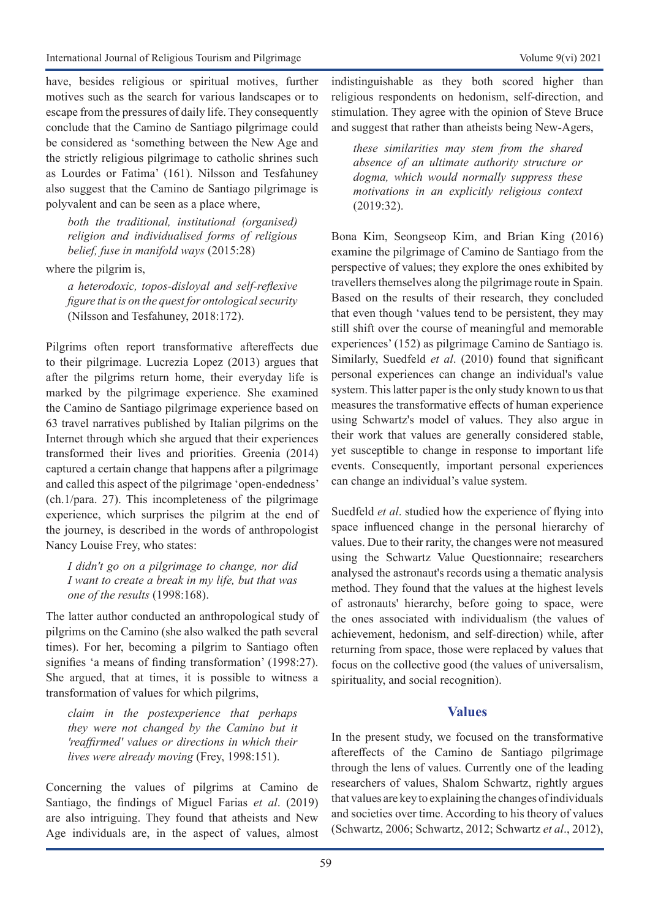have, besides religious or spiritual motives, further motives such as the search for various landscapes or to escape from the pressures of daily life. They consequently conclude that the Camino de Santiago pilgrimage could be considered as 'something between the New Age and the strictly religious pilgrimage to catholic shrines such as Lourdes or Fatima' (161). Nilsson and Tesfahuney also suggest that the Camino de Santiago pilgrimage is polyvalent and can be seen as a place where,

> *both the traditional, institutional (organised) religion and individualised forms of religious belief, fuse in manifold ways* (2015:28)

where the pilgrim is,

> *a heterodoxic, topos-disloyal and self-reflexive figure that is on the quest for ontological security* (Nilsson and Tesfahuney, 2018:172).

Pilgrims often report transformative aftereffects due to their pilgrimage. Lucrezia Lopez (2013) argues that after the pilgrims return home, their everyday life is marked by the pilgrimage experience. She examined the Camino de Santiago pilgrimage experience based on 63 travel narratives published by Italian pilgrims on the Internet through which she argued that their experiences transformed their lives and priorities. Greenia (2014) captured a certain change that happens after a pilgrimage and called this aspect of the pilgrimage 'open-endedness' (ch.1/para. 27). This incompleteness of the pilgrimage experience, which surprises the pilgrim at the end of the journey, is described in the words of anthropologist Nancy Louise Frey, who states:

> *I didn't go on a pilgrimage to change, nor did I want to create a break in my life, but that was one of the results* (1998:168).

The latter author conducted an anthropological study of pilgrims on the Camino (she also walked the path several times). For her, becoming a pilgrim to Santiago often signifies 'a means of finding transformation' (1998:27). She argued, that at times, it is possible to witness a transformation of values for which pilgrims,

> *claim in the postexperience that perhaps they were not changed by the Camino but it 'reaffirmed' values or directions in which their lives were already moving* (Frey, 1998:151).

Concerning the values of pilgrims at Camino de Santiago, the findings of Miguel Farias *et al*. (2019) are also intriguing. They found that atheists and New Age individuals are, in the aspect of values, almost indistinguishable as they both scored higher than religious respondents on hedonism, self-direction, and stimulation. They agree with the opinion of Steve Bruce and suggest that rather than atheists being New-Agers,

> *these similarities may stem from the shared absence of an ultimate authority structure or dogma, which would normally suppress these motivations in an explicitly religious context* (2019:32).

Bona Kim, Seongseop Kim, and Brian King (2016) examine the pilgrimage of Camino de Santiago from the perspective of values; they explore the ones exhibited by travellers themselves along the pilgrimage route in Spain. Based on the results of their research, they concluded that even though 'values tend to be persistent, they may still shift over the course of meaningful and memorable experiences' (152) as pilgrimage Camino de Santiago is. Similarly, Suedfeld *et al*. (2010) found that significant personal experiences can change an individual's value system. This latter paper is the only study known to us that measures the transformative effects of human experience using Schwartz's model of values. They also argue in their work that values are generally considered stable, yet susceptible to change in response to important life events. Consequently, important personal experiences can change an individual's value system.

Suedfeld *et al*. studied how the experience of flying into space influenced change in the personal hierarchy of values. Due to their rarity, the changes were not measured using the Schwartz Value Questionnaire; researchers analysed the astronaut's records using a thematic analysis method. They found that the values at the highest levels of astronauts' hierarchy, before going to space, were the ones associated with individualism (the values of achievement, hedonism, and self-direction) while, after returning from space, those were replaced by values that focus on the collective good (the values of universalism, spirituality, and social recognition).

## Values

In the present study, we focused on the transformative aftereffects of the Camino de Santiago pilgrimage through the lens of values. Currently one of the leading researchers of values, Shalom Schwartz, rightly argues that values are key to explaining the changes of individuals and societies over time. According to his theory of values (Schwartz, 2006; Schwartz, 2012; Schwartz *et al*., 2012),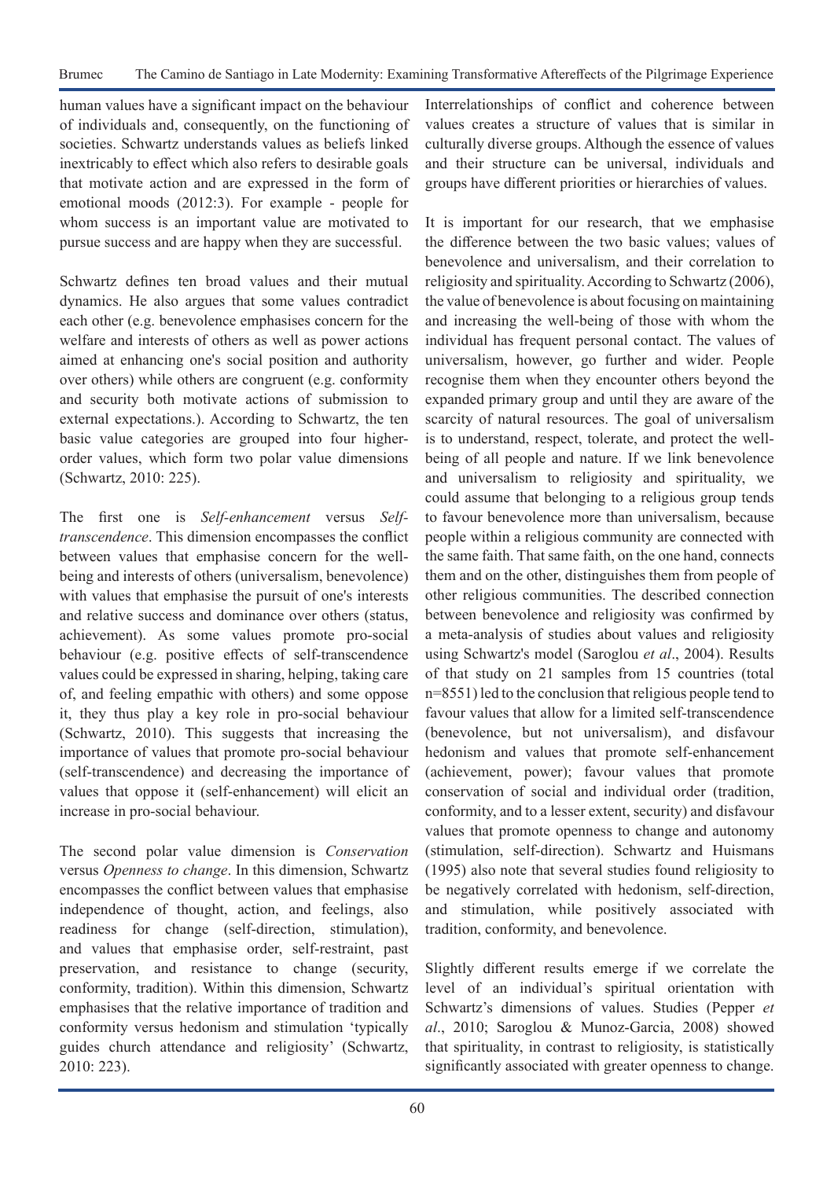human values have a significant impact on the behaviour of individuals and, consequently, on the functioning of societies. Schwartz understands values as beliefs linked inextricably to effect which also refers to desirable goals that motivate action and are expressed in the form of emotional moods (2012:3). For example - people for whom success is an important value are motivated to pursue success and are happy when they are successful.

Schwartz defines ten broad values and their mutual dynamics. He also argues that some values contradict each other (e.g. benevolence emphasises concern for the welfare and interests of others as well as power actions aimed at enhancing one's social position and authority over others) while others are congruent (e.g. conformity and security both motivate actions of submission to external expectations.). According to Schwartz, the ten basic value categories are grouped into four higher-order values, which form two polar value dimensions (Schwartz, 2010: 225).

The first one is *Self-enhancement* versus *Self-transcendence*. This dimension encompasses the conflict between values that emphasise concern for the well-being and interests of others (universalism, benevolence) with values that emphasise the pursuit of one's interests and relative success and dominance over others (status, achievement). As some values promote pro-social behaviour (e.g. positive effects of self-transcendence values could be expressed in sharing, helping, taking care of, and feeling empathic with others) and some oppose it, they thus play a key role in pro-social behaviour (Schwartz, 2010). This suggests that increasing the importance of values that promote pro-social behaviour (self-transcendence) and decreasing the importance of values that oppose it (self-enhancement) will elicit an increase in pro-social behaviour.

The second polar value dimension is *Conservation* versus *Openness to change*. In this dimension, Schwartz encompasses the conflict between values that emphasise independence of thought, action, and feelings, also readiness for change (self-direction, stimulation), and values that emphasise order, self-restraint, past preservation, and resistance to change (security, conformity, tradition). Within this dimension, Schwartz emphasises that the relative importance of tradition and conformity versus hedonism and stimulation 'typically guides church attendance and religiosity' (Schwartz, 2010: 223).

Interrelationships of conflict and coherence between values creates a structure of values that is similar in culturally diverse groups. Although the essence of values and their structure can be universal, individuals and groups have different priorities or hierarchies of values.

It is important for our research, that we emphasise the difference between the two basic values; values of benevolence and universalism, and their correlation to religiosity and spirituality. According to Schwartz (2006), the value of benevolence is about focusing on maintaining and increasing the well-being of those with whom the individual has frequent personal contact. The values of universalism, however, go further and wider. People recognise them when they encounter others beyond the expanded primary group and until they are aware of the scarcity of natural resources. The goal of universalism is to understand, respect, tolerate, and protect the well-being of all people and nature. If we link benevolence and universalism to religiosity and spirituality, we could assume that belonging to a religious group tends to favour benevolence more than universalism, because people within a religious community are connected with the same faith. That same faith, on the one hand, connects them and on the other, distinguishes them from people of other religious communities. The described connection between benevolence and religiosity was confirmed by a meta-analysis of studies about values and religiosity using Schwartz's model (Saroglou *et al*., 2004). Results of that study on 21 samples from 15 countries (total n=8551) led to the conclusion that religious people tend to favour values that allow for a limited self-transcendence (benevolence, but not universalism), and disfavour hedonism and values that promote self-enhancement (achievement, power); favour values that promote conservation of social and individual order (tradition, conformity, and to a lesser extent, security) and disfavour values that promote openness to change and autonomy (stimulation, self-direction). Schwartz and Huismans (1995) also note that several studies found religiosity to be negatively correlated with hedonism, self-direction, and stimulation, while positively associated with tradition, conformity, and benevolence.

Slightly different results emerge if we correlate the level of an individual's spiritual orientation with Schwartz's dimensions of values. Studies (Pepper *et al*., 2010; Saroglou & Munoz-Garcia, 2008) showed that spirituality, in contrast to religiosity, is statistically significantly associated with greater openness to change.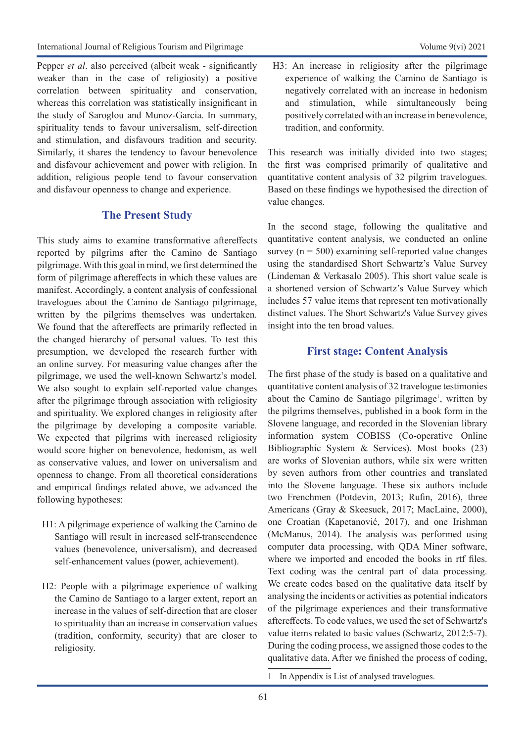Pepper *et al*. also perceived (albeit weak - significantly weaker than in the case of religiosity) a positive correlation between spirituality and conservation, whereas this correlation was statistically insignificant in the study of Saroglou and Munoz-Garcia. In summary, spirituality tends to favour universalism, self-direction and stimulation, and disfavours tradition and security. Similarly, it shares the tendency to favour benevolence and disfavour achievement and power with religion. In addition, religious people tend to favour conservation and disfavour openness to change and experience.

## The Present Study

This study aims to examine transformative aftereffects reported by pilgrims after the Camino de Santiago pilgrimage. With this goal in mind, we first determined the form of pilgrimage aftereffects in which these values are manifest. Accordingly, a content analysis of confessional travelogues about the Camino de Santiago pilgrimage, written by the pilgrims themselves was undertaken. We found that the aftereffects are primarily reflected in the changed hierarchy of personal values. To test this presumption, we developed the research further with an online survey. For measuring value changes after the pilgrimage, we used the well-known Schwartz's model. We also sought to explain self-reported value changes after the pilgrimage through association with religiosity and spirituality. We explored changes in religiosity after the pilgrimage by developing a composite variable. We expected that pilgrims with increased religiosity would score higher on benevolence, hedonism, as well as conservative values, and lower on universalism and openness to change. From all theoretical considerations and empirical findings related above, we advanced the following hypotheses:

H1: A pilgrimage experience of walking the Camino de Santiago will result in increased self-transcendence values (benevolence, universalism), and decreased self-enhancement values (power, achievement).

H2: People with a pilgrimage experience of walking the Camino de Santiago to a larger extent, report an increase in the values of self-direction that are closer to spirituality than an increase in conservation values (tradition, conformity, security) that are closer to religiosity.

H3: An increase in religiosity after the pilgrimage experience of walking the Camino de Santiago is negatively correlated with an increase in hedonism and stimulation, while simultaneously being positively correlated with an increase in benevolence, tradition, and conformity.

This research was initially divided into two stages; the first was comprised primarily of qualitative and quantitative content analysis of 32 pilgrim travelogues. Based on these findings we hypothesised the direction of value changes.

In the second stage, following the qualitative and quantitative content analysis, we conducted an online survey (n = 500) examining self-reported value changes using the standardised Short Schwartz's Value Survey (Lindeman & Verkasalo 2005). This short value scale is a shortened version of Schwartz's Value Survey which includes 57 value items that represent ten motivationally distinct values. The Short Schwartz's Value Survey gives insight into the ten broad values.

## First stage: Content Analysis

The first phase of the study is based on a qualitative and quantitative content analysis of 32 travelogue testimonies about the Camino de Santiago pilgrimage[1], written by the pilgrims themselves, published in a book form in the Slovene language, and recorded in the Slovenian library information system COBISS (Co-operative Online Bibliographic System & Services). Most books (23) are works of Slovenian authors, while six were written by seven authors from other countries and translated into the Slovene language. These six authors include two Frenchmen (Potdevin, 2013; Rufin, 2016), three Americans (Gray & Skeesuck, 2017; MacLaine, 2000), one Croatian (Kapetanović, 2017), and one Irishman (McManus, 2014). The analysis was performed using computer data processing, with QDA Miner software, where we imported and encoded the books in rtf files. Text coding was the central part of data processing. We create codes based on the qualitative data itself by analysing the incidents or activities as potential indicators of the pilgrimage experiences and their transformative aftereffects. To code values, we used the set of Schwartz's value items related to basic values (Schwartz, 2012:5-7). During the coding process, we assigned those codes to the qualitative data. After we finished the process of coding,

1 In Appendix is List of analysed travelogues.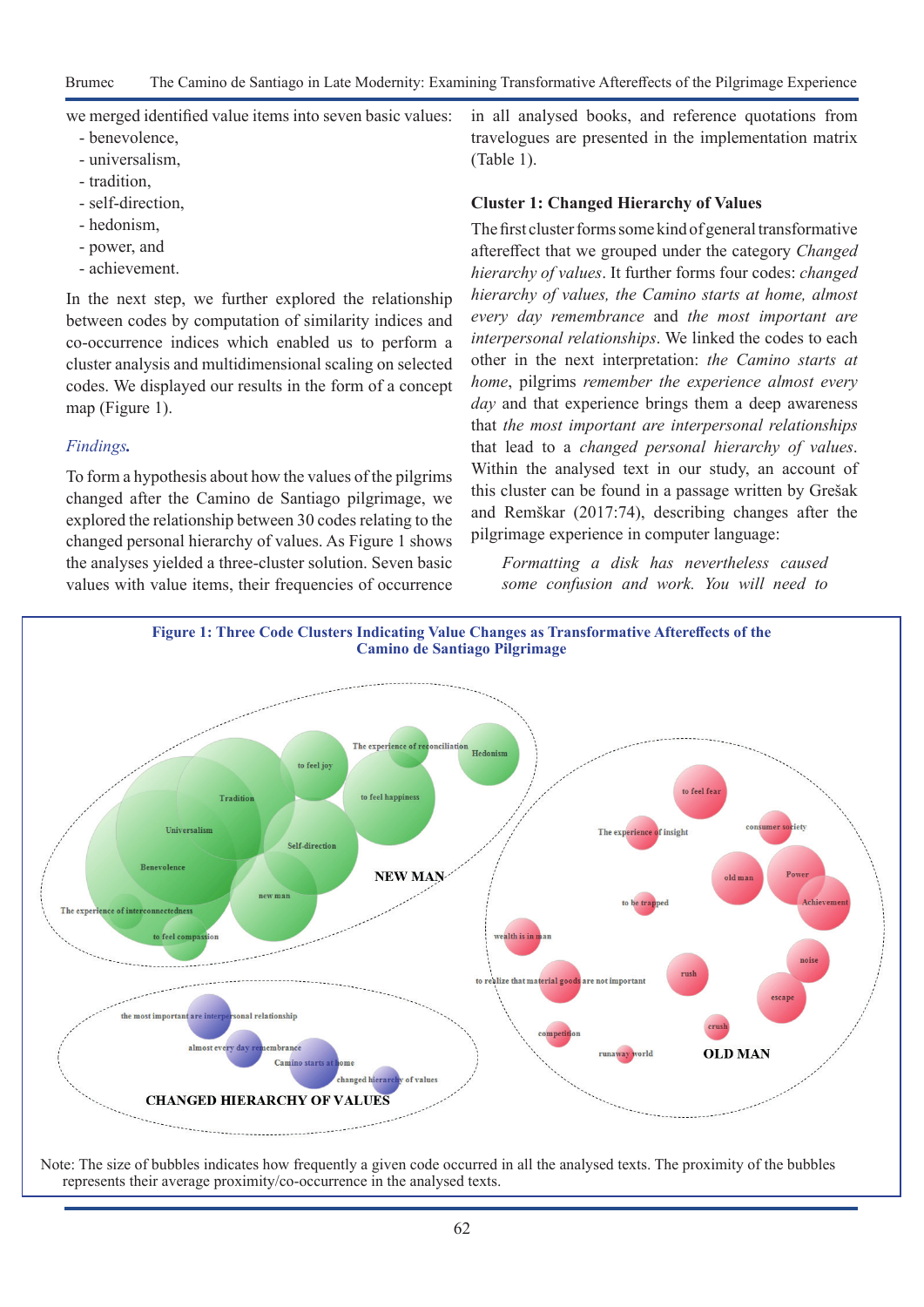we merged identified value items into seven basic values:

- benevolence,
- universalism,
- tradition,
- self-direction,
- hedonism,
- power, and
- achievement.

In the next step, we further explored the relationship between codes by computation of similarity indices and co-occurrence indices which enabled us to perform a cluster analysis and multidimensional scaling on selected codes. We displayed our results in the form of a concept map (Figure 1).

*Findings.*

To form a hypothesis about how the values of the pilgrims changed after the Camino de Santiago pilgrimage, we explored the relationship between 30 codes relating to the changed personal hierarchy of values. As Figure 1 shows the analyses yielded a three-cluster solution. Seven basic values with value items, their frequencies of occurrence in all analysed books, and reference quotations from travelogues are presented in the implementation matrix (Table 1).

### Cluster 1: Changed Hierarchy of Values

The first cluster forms some kind of general transformative aftereffect that we grouped under the category *Changed hierarchy of values*. It further forms four codes: *changed hierarchy of values, the Camino starts at home, almost every day remembrance* and *the most important are interpersonal relationships*. We linked the codes to each other in the next interpretation: *the Camino starts at home*, pilgrims *remember the experience almost every day* and that experience brings them a deep awareness that *the most important are interpersonal relationships* that lead to a *changed personal hierarchy of values*. Within the analysed text in our study, an account of this cluster can be found in a passage written by Grešak and Remškar (2017:74), describing changes after the pilgrimage experience in computer language:

> *Formatting a disk has nevertheless caused some confusion and work. You will need to*

**Figure 1: Three Code Clusters Indicating Value Changes as Transformative Aftereffects of the Camino de Santiago Pilgrimage**

Note: The size of bubbles indicates how frequently a given code occurred in all the analysed texts. The proximity of the bubbles represents their average proximity/co-occurrence in the analysed texts.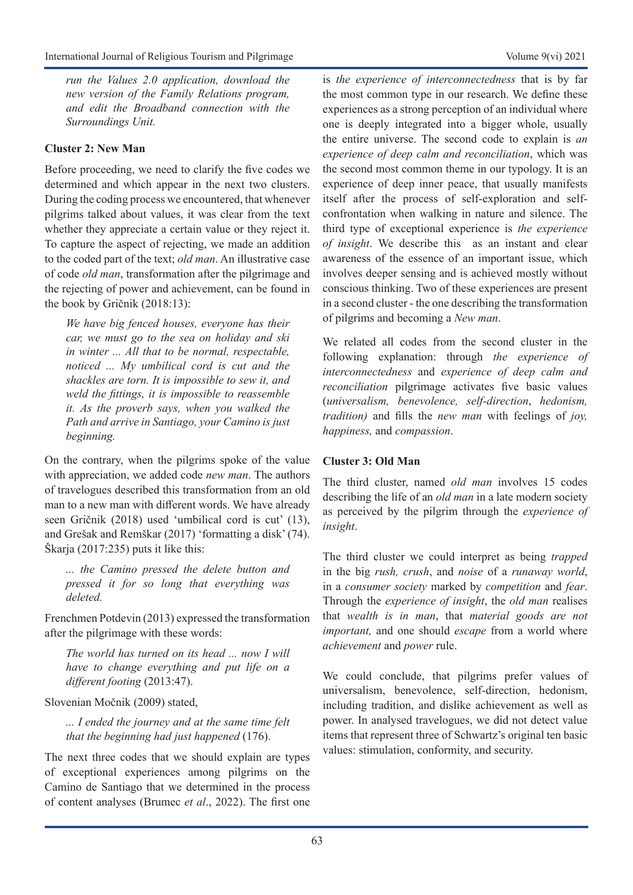*run the Values 2.0 application, download the new version of the Family Relations program, and edit the Broadband connection with the Surroundings Unit.*

### Cluster 2: New Man

Before proceeding, we need to clarify the five codes we determined and which appear in the next two clusters. During the coding process we encountered, that whenever pilgrims talked about values, it was clear from the text whether they appreciate a certain value or they reject it. To capture the aspect of rejecting, we made an addition to the coded part of the text; *old man*. An illustrative case of code *old man*, transformation after the pilgrimage and the rejecting of power and achievement, can be found in the book by Gričnik (2018:13):

> *We have big fenced houses, everyone has their car, we must go to the sea on holiday and ski in winter ... All that to be normal, respectable, noticed ... My umbilical cord is cut and the shackles are torn. It is impossible to sew it, and weld the fittings, it is impossible to reassemble it. As the proverb says, when you walked the Path and arrive in Santiago, your Camino is just beginning.*

On the contrary, when the pilgrims spoke of the value with appreciation, we added code *new man*. The authors of travelogues described this transformation from an old man to a new man with different words. We have already seen Gričnik (2018) used 'umbilical cord is cut' (13), and Grešak and Remškar (2017) 'formatting a disk' (74). Škarja (2017:235) puts it like this:

> *... the Camino pressed the delete button and pressed it for so long that everything was deleted.*

Frenchmen Potdevin (2013) expressed the transformation after the pilgrimage with these words:

> *The world has turned on its head ... now I will have to change everything and put life on a different footing* (2013:47).

Slovenian Močnik (2009) stated,

> *... I ended the journey and at the same time felt that the beginning had just happened* (176).

The next three codes that we should explain are types of exceptional experiences among pilgrims on the Camino de Santiago that we determined in the process of content analyses (Brumec *et al*., 2022). The first one is *the experience of interconnectedness* that is by far the most common type in our research. We define these experiences as a strong perception of an individual where one is deeply integrated into a bigger whole, usually the entire universe. The second code to explain is *an experience of deep calm and reconciliation*, which was the second most common theme in our typology. It is an experience of deep inner peace, that usually manifests itself after the process of self-exploration and self-confrontation when walking in nature and silence. The third type of exceptional experience is *the experience of insight*. We describe this as an instant and clear awareness of the essence of an important issue, which involves deeper sensing and is achieved mostly without conscious thinking. Two of these experiences are present in a second cluster - the one describing the transformation of pilgrims and becoming a *New man*.

We related all codes from the second cluster in the following explanation: through *the experience of interconnectedness* and *experience of deep calm and reconciliation* pilgrimage activates five basic values (*universalism, benevolence, self-direction*, *hedonism, tradition)* and fills the *new man* with feelings of *joy, happiness,* and *compassion*.

### Cluster 3: Old Man

The third cluster, named *old man* involves 15 codes describing the life of an *old man* in a late modern society as perceived by the pilgrim through the *experience of insight*.

The third cluster we could interpret as being *trapped* in the big *rush, crush*, and *noise* of a *runaway world*, in a *consumer society* marked by *competition* and *fear*. Through the *experience of insight*, the *old man* realises that *wealth is in man*, that *material goods are not important,* and one should *escape* from a world where *achievement* and *power* rule.

We could conclude, that pilgrims prefer values of universalism, benevolence, self-direction, hedonism, including tradition, and dislike achievement as well as power. In analysed travelogues, we did not detect value items that represent three of Schwartz's original ten basic values: stimulation, conformity, and security.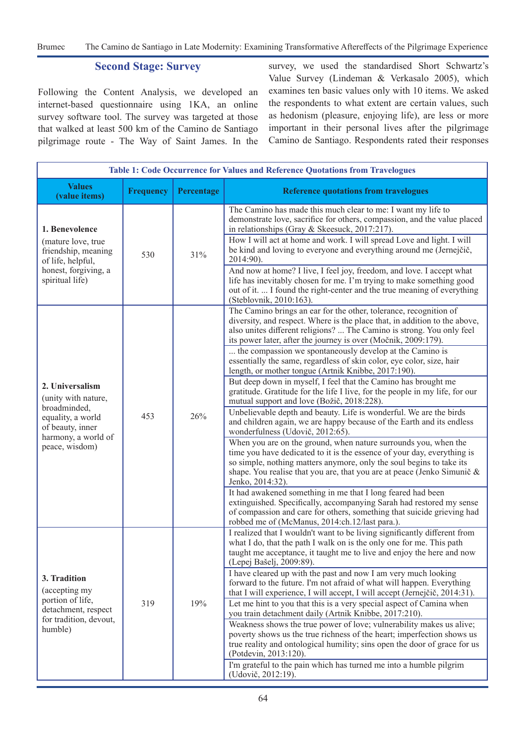## Second Stage: Survey

Following the Content Analysis, we developed an internet-based questionnaire using 1KA, an online survey software tool. The survey was targeted at those that walked at least 500 km of the Camino de Santiago pilgrimage route - The Way of Saint James. In the survey, we used the standardised Short Schwartz's Value Survey (Lindeman & Verkasalo 2005), which examines ten basic values only with 10 items. We asked the respondents to what extent are certain values, such as hedonism (pleasure, enjoying life), are less or more important in their personal lives after the pilgrimage Camino de Santiago. Respondents rated their responses

**Table 1: Code Occurrence for Values and Reference Quotations from Travelogues**

| Values (value items) | Frequency | Percentage | Reference quotations from travelogues |
|---|---|---|---|
| **1. Benevolence** (mature love, true friendship, meaning of life, helpful, honest, forgiving, a spiritual life) | 530 | 31% | The Camino has made this much clear to me: I want my life to demonstrate love, sacrifice for others, compassion, and the value placed in relationships (Gray & Skeesuck, 2017:217). |
| | | | How I will act at home and work. I will spread Love and light. I will be kind and loving to everyone and everything around me (Jernejčič, 2014:90). |
| | | | And now at home? I live, I feel joy, freedom, and love. I accept what life has inevitably chosen for me. I'm trying to make something good out of it. ... I found the right-center and the true meaning of everything (Steblovnik, 2010:163). |
| **2. Universalism** (unity with nature, broadminded, equality, a world of beauty, inner harmony, a world of peace, wisdom) | 453 | 26% | The Camino brings an ear for the other, tolerance, recognition of diversity, and respect. Where is the place that, in addition to the above, also unites different religions? ... The Camino is strong. You only feel its power later, after the journey is over (Močnik, 2009:179). |
| | | | ... the compassion we spontaneously develop at the Camino is essentially the same, regardless of skin color, eye color, size, hair length, or mother tongue (Artnik Knibbe, 2017:190). |
| | | | But deep down in myself, I feel that the Camino has brought me gratitude. Gratitude for the life I live, for the people in my life, for our mutual support and love (Božič, 2018:228). |
| | | | Unbelievable depth and beauty. Life is wonderful. We are the birds and children again, we are happy because of the Earth and its endless wonderfulness (Udovič, 2012:65). |
| | | | When you are on the ground, when nature surrounds you, when the time you have dedicated to it is the essence of your day, everything is so simple, nothing matters anymore, only the soul begins to take its shape. You realise that you are, that you are at peace (Jenko Simunič & Jenko, 2014:32). |
| | | | It had awakened something in me that I long feared had been extinguished. Specifically, accompanying Sarah had restored my sense of compassion and care for others, something that suicide grieving had robbed me of (McManus, 2014:ch.12/last para.). |
| **3. Tradition** (accepting my portion of life, detachment, respect for tradition, devout, humble) | 319 | 19% | I realized that I wouldn't want to be living significantly different from what I do, that the path I walk on is the only one for me. This path taught me acceptance, it taught me to live and enjoy the here and now (Lepej Bašelj, 2009:89). |
| | | | I have cleared up with the past and now I am very much looking forward to the future. I'm not afraid of what will happen. Everything that I will experience, I will accept, I will accept (Jernejčič, 2014:31). |
| | | | Let me hint to you that this is a very special aspect of Camina when you train detachment daily (Artnik Knibbe, 2017:210). |
| | | | Weakness shows the true power of love; vulnerability makes us alive; poverty shows us the true richness of the heart; imperfection shows us true reality and ontological humility; sins open the door of grace for us (Potdevin, 2013:120). |
| | | | I'm grateful to the pain which has turned me into a humble pilgrim (Udovič, 2012:19). |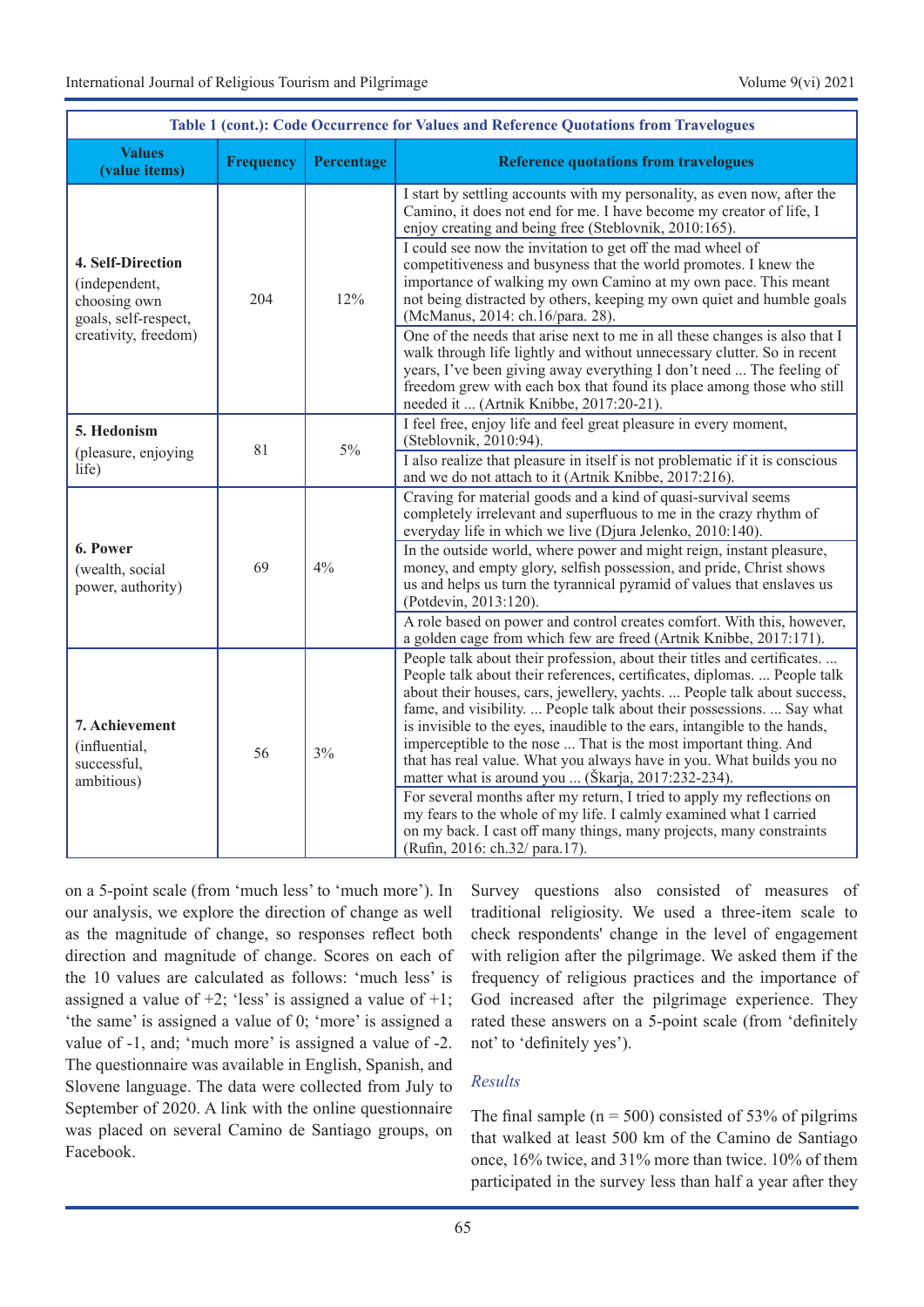**Table 1 (cont.): Code Occurrence for Values and Reference Quotations from Travelogues**

| Values (value items) | Frequency | Percentage | Reference quotations from travelogues |
|---|---|---|---|
| **4. Self-Direction** (independent, choosing own goals, self-respect, creativity, freedom) | 204 | 12% | I start by settling accounts with my personality, as even now, after the Camino, it does not end for me. I have become my creator of life, I enjoy creating and being free (Steblovnik, 2010:165). |
| | | | I could see now the invitation to get off the mad wheel of competitiveness and busyness that the world promotes. I knew the importance of walking my own Camino at my own pace. This meant not being distracted by others, keeping my own quiet and humble goals (McManus, 2014: ch.16/para. 28). |
| | | | One of the needs that arise next to me in all these changes is also that I walk through life lightly and without unnecessary clutter. So in recent years, I've been giving away everything I don't need ... The feeling of freedom grew with each box that found its place among those who still needed it ... (Artnik Knibbe, 2017:20-21). |
| **5. Hedonism** (pleasure, enjoying life) | 81 | 5% | I feel free, enjoy life and feel great pleasure in every moment, (Steblovnik, 2010:94). |
| | | | I also realize that pleasure in itself is not problematic if it is conscious and we do not attach to it (Artnik Knibbe, 2017:216). |
| **6. Power** (wealth, social power, authority) | 69 | 4% | Craving for material goods and a kind of quasi-survival seems completely irrelevant and superfluous to me in the crazy rhythm of everyday life in which we live (Djura Jelenko, 2010:140). |
| | | | In the outside world, where power and might reign, instant pleasure, money, and empty glory, selfish possession, and pride, Christ shows us and helps us turn the tyrannical pyramid of values that enslaves us (Potdevin, 2013:120). |
| | | | A role based on power and control creates comfort. With this, however, a golden cage from which few are freed (Artnik Knibbe, 2017:171). |
| **7. Achievement** (influential, successful, ambitious) | 56 | 3% | People talk about their profession, about their titles and certificates. ... People talk about their references, certificates, diplomas. ... People talk about their houses, cars, jewellery, yachts. ... People talk about success, fame, and visibility. ... People talk about their possessions. ... Say what is invisible to the eyes, inaudible to the ears, intangible to the hands, imperceptible to the nose ... That is the most important thing. And that has real value. What you always have in you. What builds you no matter what is around you ... (Škarja, 2017:232-234). |
| | | | For several months after my return, I tried to apply my reflections on my fears to the whole of my life. I calmly examined what I carried on my back. I cast off many things, many projects, many constraints (Rufin, 2016: ch.32/ para.17). |

on a 5-point scale (from 'much less' to 'much more'). In our analysis, we explore the direction of change as well as the magnitude of change, so responses reflect both direction and magnitude of change. Scores on each of the 10 values are calculated as follows: 'much less' is assigned a value of +2; 'less' is assigned a value of +1; 'the same' is assigned a value of 0; 'more' is assigned a value of -1, and; 'much more' is assigned a value of -2. The questionnaire was available in English, Spanish, and Slovene language. The data were collected from July to September of 2020. A link with the online questionnaire was placed on several Camino de Santiago groups, on Facebook.

Survey questions also consisted of measures of traditional religiosity. We used a three-item scale to check respondents' change in the level of engagement with religion after the pilgrimage. We asked them if the frequency of religious practices and the importance of God increased after the pilgrimage experience. They rated these answers on a 5-point scale (from 'definitely not' to 'definitely yes').

### *Results*

The final sample (n = 500) consisted of 53% of pilgrims that walked at least 500 km of the Camino de Santiago once, 16% twice, and 31% more than twice. 10% of them participated in the survey less than half a year after they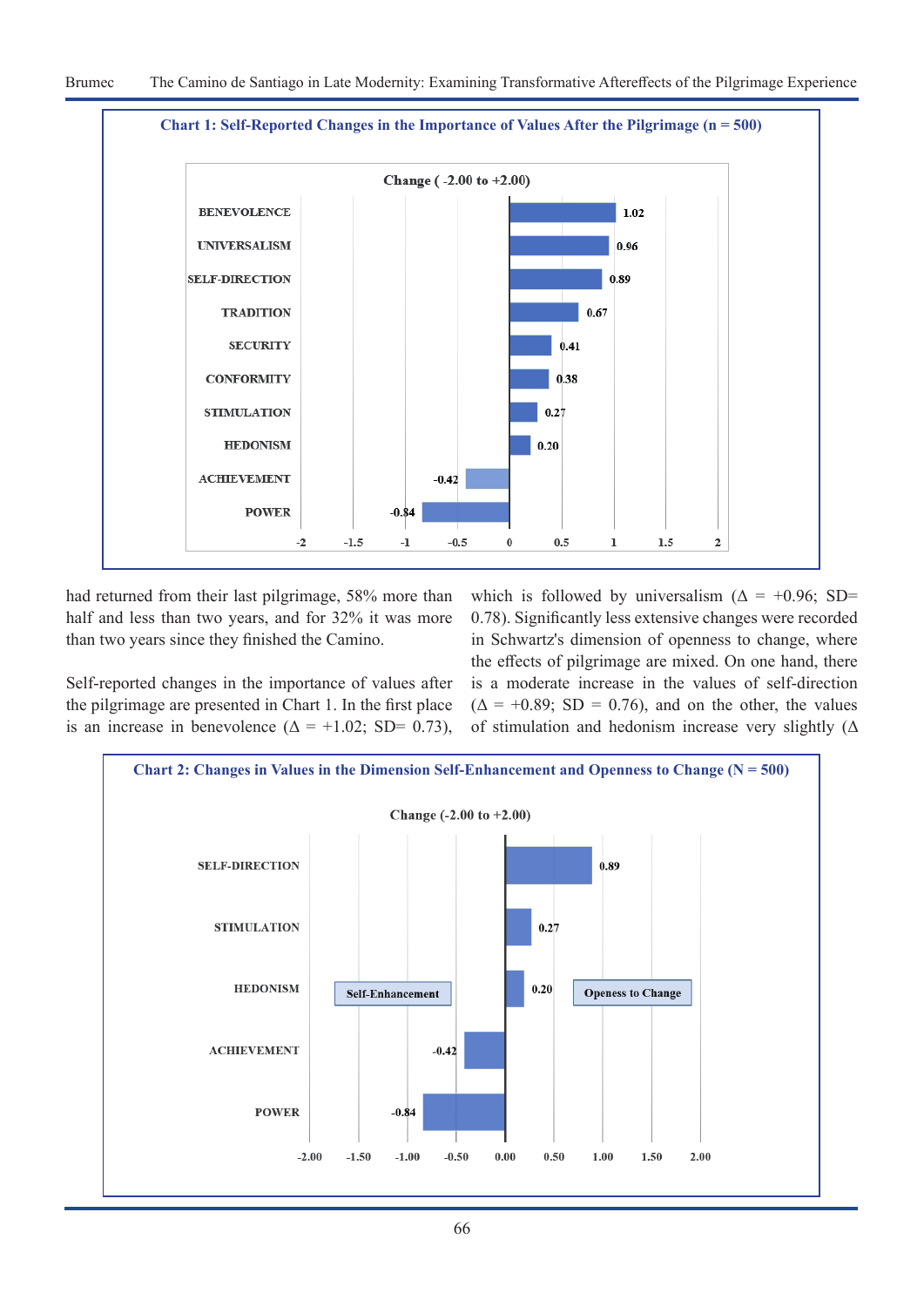**Chart 1: Self-Reported Changes in the Importance of Values After the Pilgrimage (n = 500)**

Change ( -2.00 to +2.00)

| Value | Change |
|---|---|
| BENEVOLENCE | 1.02 |
| UNIVERSALISM | 0.96 |
| SELF-DIRECTION | 0.89 |
| TRADITION | 0.67 |
| SECURITY | 0.41 |
| CONFORMITY | 0.38 |
| STIMULATION | 0.27 |
| HEDONISM | 0.20 |
| ACHIEVEMENT | -0.42 |
| POWER | -0.84 |

had returned from their last pilgrimage, 58% more than half and less than two years, and for 32% it was more than two years since they finished the Camino.

Self-reported changes in the importance of values after the pilgrimage are presented in Chart 1. In the first place is an increase in benevolence ($\Delta$ = +1.02; SD= 0.73), which is followed by universalism ($\Delta$ = +0.96; SD= 0.78). Significantly less extensive changes were recorded in Schwartz's dimension of openness to change, where the effects of pilgrimage are mixed. On one hand, there is a moderate increase in the values of self-direction ($\Delta$ = +0.89; SD = 0.76), and on the other, the values of stimulation and hedonism increase very slightly ($\Delta$

**Chart 2: Changes in Values in the Dimension Self-Enhancement and Openness to Change (N = 500)**

Change (-2.00 to +2.00)

| Value | Dimension | Change |
|---|---|---|
| SELF-DIRECTION | Openess to Change | 0.89 |
| STIMULATION | Openess to Change | 0.27 |
| HEDONISM | Openess to Change | 0.20 |
| ACHIEVEMENT | Self-Enhancement | -0.42 |
| POWER | Self-Enhancement | -0.84 |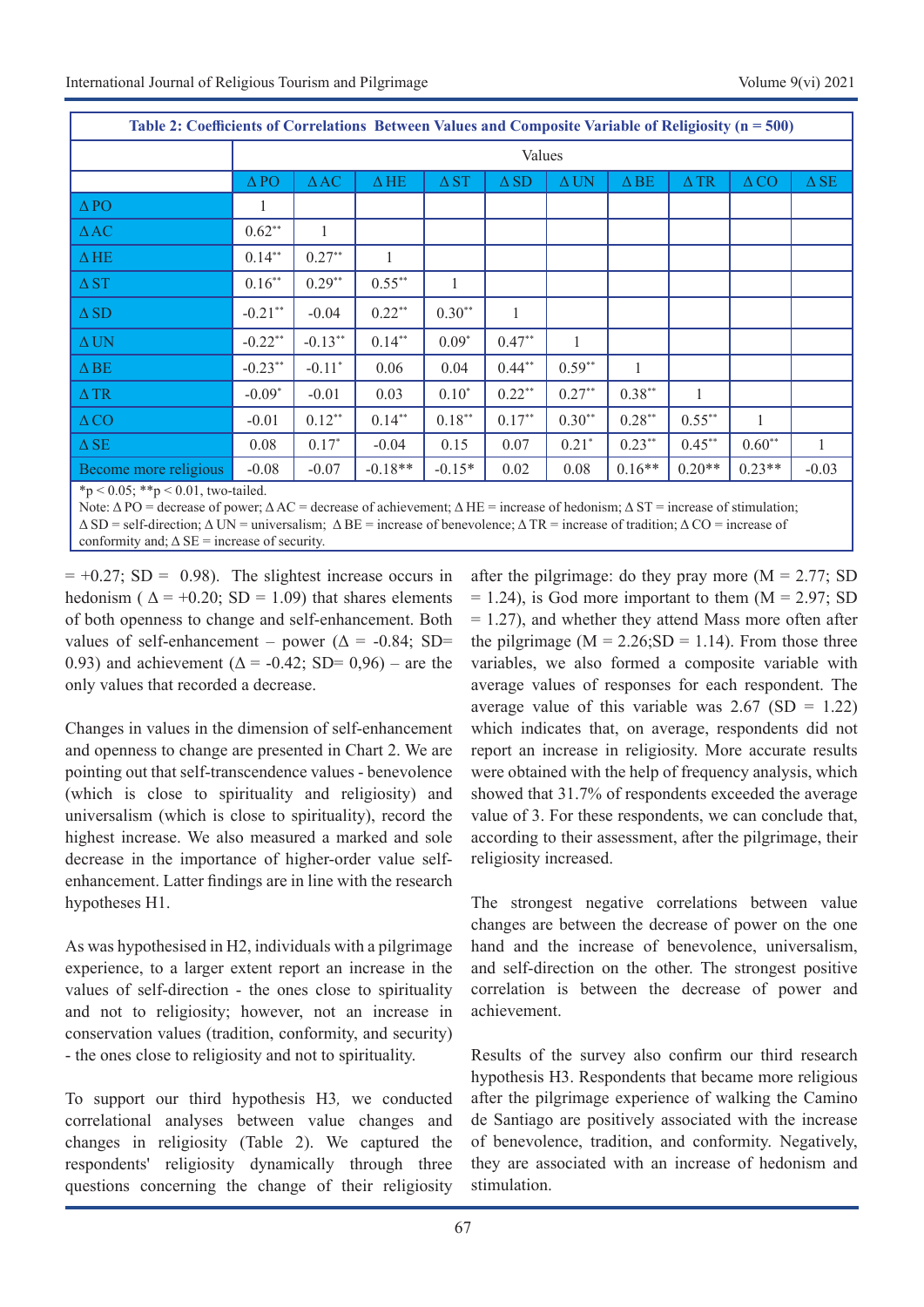**Table 2: Coefficients of Correlations Between Values and Composite Variable of Religiosity (n = 500)**

| | Values | | | | | | | | | |
|---|---|---|---|---|---|---|---|---|---|---|
| | Δ PO | Δ AC | Δ HE | Δ ST | Δ SD | Δ UN | Δ BE | Δ TR | Δ CO | Δ SE |
| Δ PO | 1 | | | | | | | | | |
| Δ AC | 0.62** | 1 | | | | | | | | |
| Δ HE | 0.14** | 0.27** | 1 | | | | | | | |
| Δ ST | 0.16** | 0.29** | 0.55** | 1 | | | | | | |
| Δ SD | -0.21** | -0.04 | 0.22** | 0.30** | 1 | | | | | |
| Δ UN | -0.22** | -0.13** | 0.14** | 0.09* | 0.47** | 1 | | | | |
| Δ BE | -0.23** | -0.11* | 0.06 | 0.04 | 0.44** | 0.59** | 1 | | | |
| Δ TR | -0.09* | -0.01 | 0.03 | 0.10* | 0.22** | 0.27** | 0.38** | 1 | | |
| Δ CO | -0.01 | 0.12** | 0.14** | 0.18** | 0.17** | 0.30** | 0.28** | 0.55** | 1 | |
| Δ SE | 0.08 | 0.17* | -0.04 | 0.15 | 0.07 | 0.21* | 0.23** | 0.45** | 0.60** | 1 |
| Become more religious | -0.08 | -0.07 | -0.18** | -0.15* | 0.02 | 0.08 | 0.16** | 0.20** | 0.23** | -0.03 |

*p < 0.05; **p < 0.01, two-tailed.
Note: Δ PO = decrease of power; Δ AC = decrease of achievement; Δ HE = increase of hedonism; Δ ST = increase of stimulation; Δ SD = self-direction; Δ UN = universalism; Δ BE = increase of benevolence; Δ TR = increase of tradition; Δ CO = increase of conformity and; Δ SE = increase of security.

= +0.27; SD = 0.98). The slightest increase occurs in hedonism ( Δ = +0.20; SD = 1.09) that shares elements of both openness to change and self-enhancement. Both values of self-enhancement – power (Δ = -0.84; SD= 0.93) and achievement (Δ = -0.42; SD= 0,96) – are the only values that recorded a decrease.

Changes in values in the dimension of self-enhancement and openness to change are presented in Chart 2. We are pointing out that self-transcendence values - benevolence (which is close to spirituality and religiosity) and universalism (which is close to spirituality), record the highest increase. We also measured a marked and sole decrease in the importance of higher-order value self-enhancement. Latter findings are in line with the research hypotheses H1.

As was hypothesised in H2, individuals with a pilgrimage experience, to a larger extent report an increase in the values of self-direction - the ones close to spirituality and not to religiosity; however, not an increase in conservation values (tradition, conformity, and security) - the ones close to religiosity and not to spirituality.

To support our third hypothesis H3, we conducted correlational analyses between value changes and changes in religiosity (Table 2). We captured the respondents' religiosity dynamically through three questions concerning the change of their religiosity after the pilgrimage: do they pray more (M = 2.77; SD = 1.24), is God more important to them (M = 2.97; SD = 1.27), and whether they attend Mass more often after the pilgrimage (M = 2.26;SD = 1.14). From those three variables, we also formed a composite variable with average values of responses for each respondent. The average value of this variable was 2.67 (SD = 1.22) which indicates that, on average, respondents did not report an increase in religiosity. More accurate results were obtained with the help of frequency analysis, which showed that 31.7% of respondents exceeded the average value of 3. For these respondents, we can conclude that, according to their assessment, after the pilgrimage, their religiosity increased.

The strongest negative correlations between value changes are between the decrease of power on the one hand and the increase of benevolence, universalism, and self-direction on the other. The strongest positive correlation is between the decrease of power and achievement.

Results of the survey also confirm our third research hypothesis H3. Respondents that became more religious after the pilgrimage experience of walking the Camino de Santiago are positively associated with the increase of benevolence, tradition, and conformity. Negatively, they are associated with an increase of hedonism and stimulation.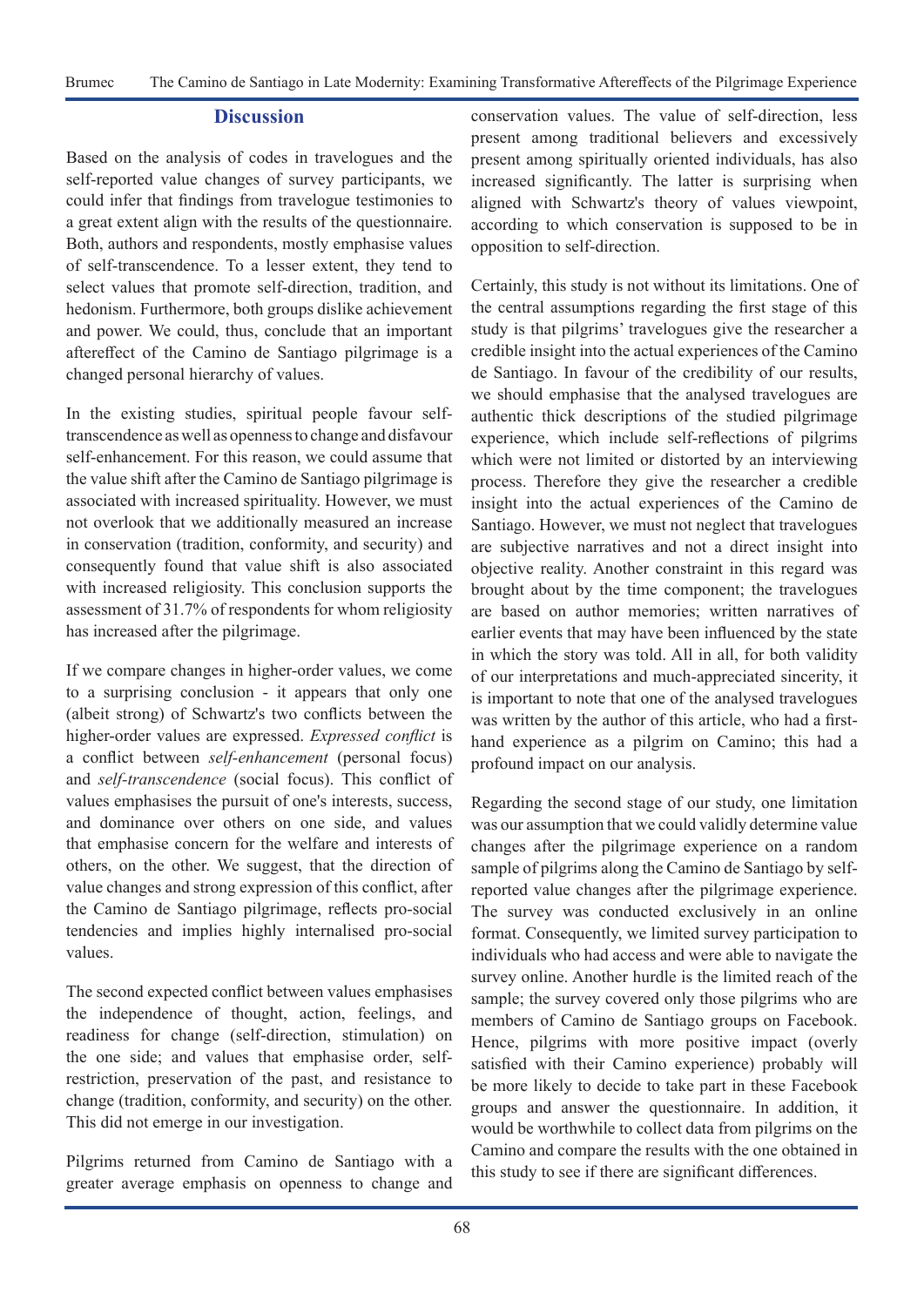## Discussion

Based on the analysis of codes in travelogues and the self-reported value changes of survey participants, we could infer that findings from travelogue testimonies to a great extent align with the results of the questionnaire. Both, authors and respondents, mostly emphasise values of self-transcendence. To a lesser extent, they tend to select values that promote self-direction, tradition, and hedonism. Furthermore, both groups dislike achievement and power. We could, thus, conclude that an important aftereffect of the Camino de Santiago pilgrimage is a changed personal hierarchy of values.

In the existing studies, spiritual people favour self-transcendence as well as openness to change and disfavour self-enhancement. For this reason, we could assume that the value shift after the Camino de Santiago pilgrimage is associated with increased spirituality. However, we must not overlook that we additionally measured an increase in conservation (tradition, conformity, and security) and consequently found that value shift is also associated with increased religiosity. This conclusion supports the assessment of 31.7% of respondents for whom religiosity has increased after the pilgrimage.

If we compare changes in higher-order values, we come to a surprising conclusion - it appears that only one (albeit strong) of Schwartz's two conflicts between the higher-order values are expressed. *Expressed conflict* is a conflict between *self-enhancement* (personal focus) and *self-transcendence* (social focus). This conflict of values emphasises the pursuit of one's interests, success, and dominance over others on one side, and values that emphasise concern for the welfare and interests of others, on the other. We suggest, that the direction of value changes and strong expression of this conflict, after the Camino de Santiago pilgrimage, reflects pro-social tendencies and implies highly internalised pro-social values.

The second expected conflict between values emphasises the independence of thought, action, feelings, and readiness for change (self-direction, stimulation) on the one side; and values that emphasise order, self-restriction, preservation of the past, and resistance to change (tradition, conformity, and security) on the other. This did not emerge in our investigation.

Pilgrims returned from Camino de Santiago with a greater average emphasis on openness to change and conservation values. The value of self-direction, less present among traditional believers and excessively present among spiritually oriented individuals, has also increased significantly. The latter is surprising when aligned with Schwartz's theory of values viewpoint, according to which conservation is supposed to be in opposition to self-direction.

Certainly, this study is not without its limitations. One of the central assumptions regarding the first stage of this study is that pilgrims' travelogues give the researcher a credible insight into the actual experiences of the Camino de Santiago. In favour of the credibility of our results, we should emphasise that the analysed travelogues are authentic thick descriptions of the studied pilgrimage experience, which include self-reflections of pilgrims which were not limited or distorted by an interviewing process. Therefore they give the researcher a credible insight into the actual experiences of the Camino de Santiago. However, we must not neglect that travelogues are subjective narratives and not a direct insight into objective reality. Another constraint in this regard was brought about by the time component; the travelogues are based on author memories; written narratives of earlier events that may have been influenced by the state in which the story was told. All in all, for both validity of our interpretations and much-appreciated sincerity, it is important to note that one of the analysed travelogues was written by the author of this article, who had a first-hand experience as a pilgrim on Camino; this had a profound impact on our analysis.

Regarding the second stage of our study, one limitation was our assumption that we could validly determine value changes after the pilgrimage experience on a random sample of pilgrims along the Camino de Santiago by self-reported value changes after the pilgrimage experience. The survey was conducted exclusively in an online format. Consequently, we limited survey participation to individuals who had access and were able to navigate the survey online. Another hurdle is the limited reach of the sample; the survey covered only those pilgrims who are members of Camino de Santiago groups on Facebook. Hence, pilgrims with more positive impact (overly satisfied with their Camino experience) probably will be more likely to decide to take part in these Facebook groups and answer the questionnaire. In addition, it would be worthwhile to collect data from pilgrims on the Camino and compare the results with the one obtained in this study to see if there are significant differences.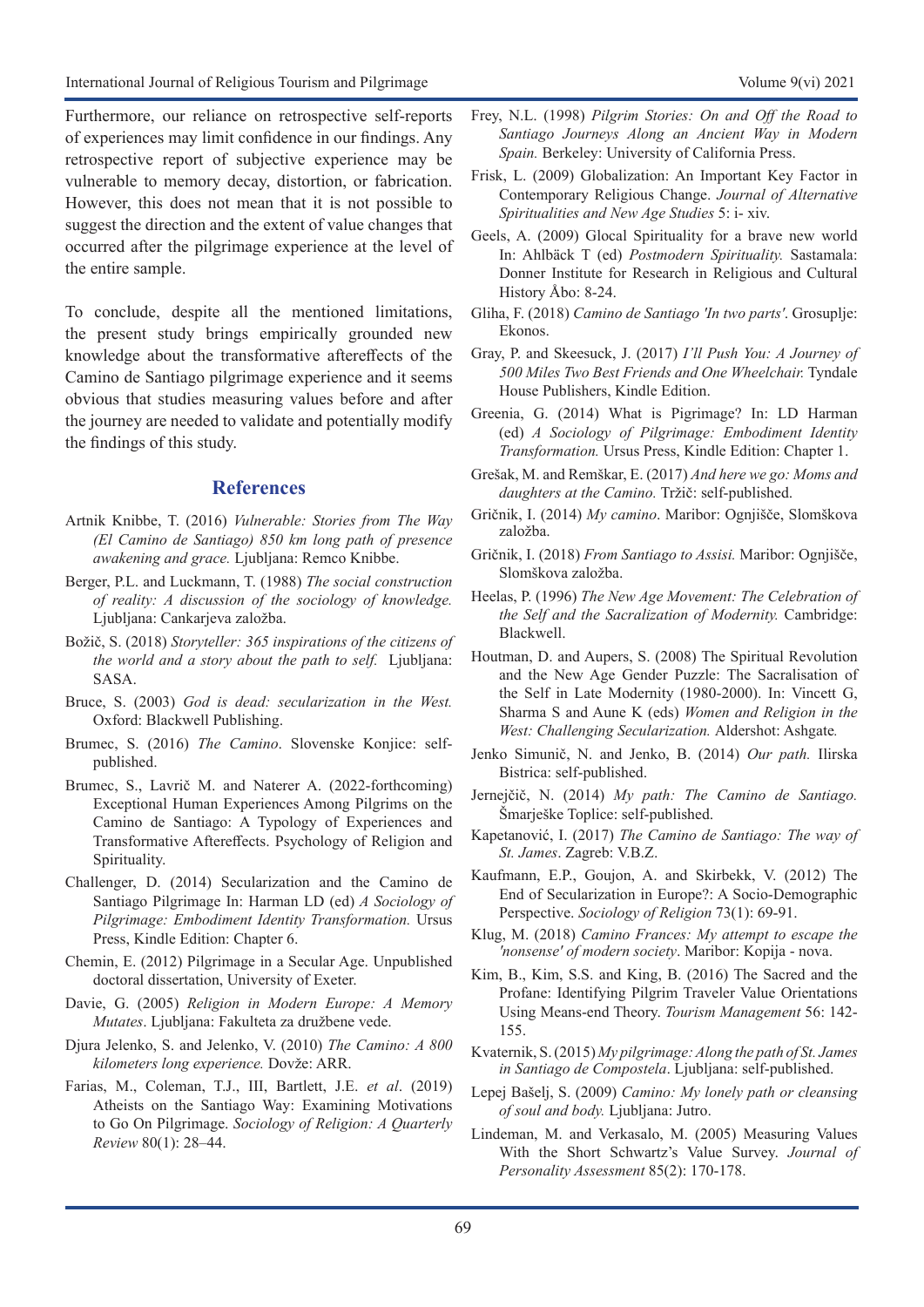Furthermore, our reliance on retrospective self-reports of experiences may limit confidence in our findings. Any retrospective report of subjective experience may be vulnerable to memory decay, distortion, or fabrication. However, this does not mean that it is not possible to suggest the direction and the extent of value changes that occurred after the pilgrimage experience at the level of the entire sample.

To conclude, despite all the mentioned limitations, the present study brings empirically grounded new knowledge about the transformative aftereffects of the Camino de Santiago pilgrimage experience and it seems obvious that studies measuring values before and after the journey are needed to validate and potentially modify the findings of this study.

## References

Artnik Knibbe, T. (2016) *Vulnerable: Stories from The Way (El Camino de Santiago) 850 km long path of presence awakening and grace.* Ljubljana: Remco Knibbe.

Berger, P.L. and Luckmann, T. (1988) *The social construction of reality: A discussion of the sociology of knowledge.* Ljubljana: Cankarjeva založba.

Božič, S. (2018) *Storyteller: 365 inspirations of the citizens of the world and a story about the path to self.* Ljubljana: SASA.

Bruce, S. (2003) *God is dead: secularization in the West.* Oxford: Blackwell Publishing.

Brumec, S. (2016) *The Camino*. Slovenske Konjice: self-published.

Brumec, S., Lavrič M. and Naterer A. (2022-forthcoming) Exceptional Human Experiences Among Pilgrims on the Camino de Santiago: A Typology of Experiences and Transformative Aftereffects. Psychology of Religion and Spirituality.

Challenger, D. (2014) Secularization and the Camino de Santiago Pilgrimage In: Harman LD (ed) *A Sociology of Pilgrimage: Embodiment Identity Transformation.* Ursus Press, Kindle Edition: Chapter 6.

Chemin, E. (2012) Pilgrimage in a Secular Age. Unpublished doctoral dissertation, University of Exeter.

Davie, G. (2005) *Religion in Modern Europe: A Memory Mutates*. Ljubljana: Fakulteta za družbene vede.

Djura Jelenko, S. and Jelenko, V. (2010) *The Camino: A 800 kilometers long experience.* Dovže: ARR.

Farias, M., Coleman, T.J., III, Bartlett, J.E. *et al*. (2019) Atheists on the Santiago Way: Examining Motivations to Go On Pilgrimage. *Sociology of Religion: A Quarterly Review* 80(1): 28–44.

Frey, N.L. (1998) *Pilgrim Stories: On and Off the Road to Santiago Journeys Along an Ancient Way in Modern Spain.* Berkeley: University of California Press.

Frisk, L. (2009) Globalization: An Important Key Factor in Contemporary Religious Change. *Journal of Alternative Spiritualities and New Age Studies* 5: i- xiv.

Geels, A. (2009) Glocal Spirituality for a brave new world In: Ahlbäck T (ed) *Postmodern Spirituality.* Sastamala: Donner Institute for Research in Religious and Cultural History Åbo: 8-24.

Gliha, F. (2018) *Camino de Santiago 'In two parts'*. Grosuplje: Ekonos.

Gray, P. and Skeesuck, J. (2017) *I'll Push You: A Journey of 500 Miles Two Best Friends and One Wheelchair.* Tyndale House Publishers, Kindle Edition.

Greenia, G. (2014) What is Pigrimage? In: LD Harman (ed) *A Sociology of Pilgrimage: Embodiment Identity Transformation.* Ursus Press, Kindle Edition: Chapter 1.

Grešak, M. and Remškar, E. (2017) *And here we go: Moms and daughters at the Camino.* Tržič: self-published.

Gričnik, I. (2014) *My camino*. Maribor: Ognjišče, Slomškova založba.

Gričnik, I. (2018) *From Santiago to Assisi.* Maribor: Ognjišče, Slomškova založba.

Heelas, P. (1996) *The New Age Movement: The Celebration of the Self and the Sacralization of Modernity.* Cambridge: Blackwell.

Houtman, D. and Aupers, S. (2008) The Spiritual Revolution and the New Age Gender Puzzle: The Sacralisation of the Self in Late Modernity (1980-2000). In: Vincett G, Sharma S and Aune K (eds) *Women and Religion in the West: Challenging Secularization.* Aldershot: Ashgate*.*

Jenko Simunič, N. and Jenko, B. (2014) *Our path.* Ilirska Bistrica: self-published.

Jernejčič, N. (2014) *My path: The Camino de Santiago.* Šmarješke Toplice: self-published.

Kapetanović, I. (2017) *The Camino de Santiago: The way of St. James*. Zagreb: V.B.Z.

Kaufmann, E.P., Goujon, A. and Skirbekk, V. (2012) The End of Secularization in Europe?: A Socio-Demographic Perspective. *Sociology of Religion* 73(1): 69-91.

Klug, M. (2018) *Camino Frances: My attempt to escape the 'nonsense' of modern society*. Maribor: Kopija - nova.

Kim, B., Kim, S.S. and King, B. (2016) The Sacred and the Profane: Identifying Pilgrim Traveler Value Orientations Using Means-end Theory. *Tourism Management* 56: 142-155.

Kvaternik, S. (2015) *My pilgrimage: Along the path of St. James in Santiago de Compostela*. Ljubljana: self-published.

Lepej Bašelj, S. (2009) *Camino: My lonely path or cleansing of soul and body.* Ljubljana: Jutro.

Lindeman, M. and Verkasalo, M. (2005) Measuring Values With the Short Schwartz's Value Survey. *Journal of Personality Assessment* 85(2): 170-178.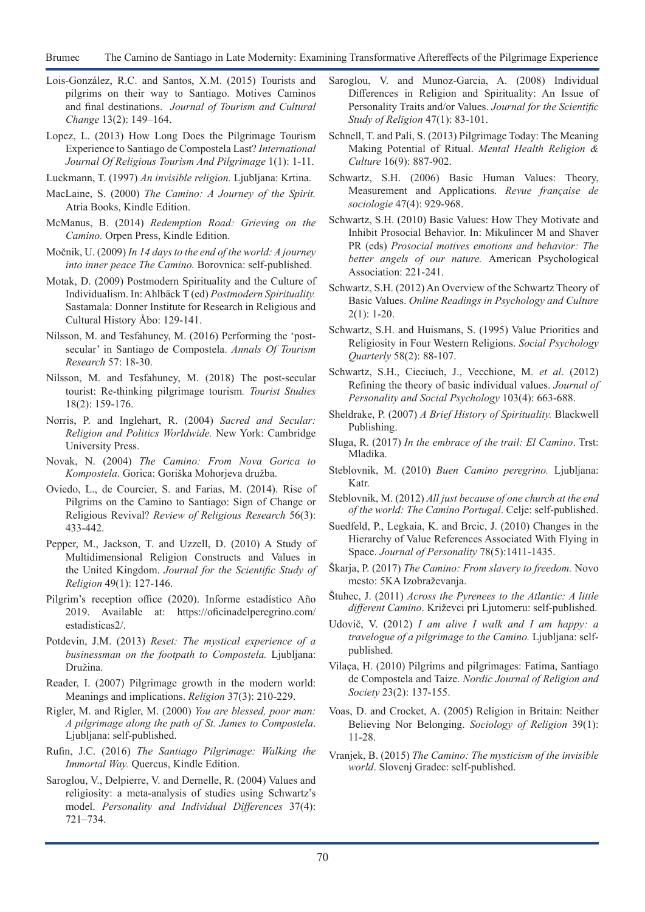Lois-González, R.C. and Santos, X.M. (2015) Tourists and pilgrims on their way to Santiago. Motives Caminos and final destinations. *Journal of Tourism and Cultural Change* 13(2): 149–164.

Lopez, L. (2013) How Long Does the Pilgrimage Tourism Experience to Santiago de Compostela Last? *International Journal Of Religious Tourism And Pilgrimage* 1(1): 1-11.

Luckmann, T. (1997) *An invisible religion.* Ljubljana: Krtina.

MacLaine, S. (2000) *The Camino: A Journey of the Spirit.* Atria Books, Kindle Edition.

McManus, B. (2014) *Redemption Road: Grieving on the Camino.* Orpen Press, Kindle Edition.

Močnik, U. (2009) *In 14 days to the end of the world: A journey into inner peace The Camino.* Borovnica: self-published.

Motak, D. (2009) Postmodern Spirituality and the Culture of Individualism. In: Ahlbäck T (ed) *Postmodern Spirituality.* Sastamala: Donner Institute for Research in Religious and Cultural History Åbo: 129-141.

Nilsson, M. and Tesfahuney, M. (2016) Performing the 'post-secular' in Santiago de Compostela. *Annals Of Tourism Research* 57: 18-30.

Nilsson, M. and Tesfahuney, M. (2018) The post-secular tourist: Re-thinking pilgrimage tourism*. Tourist Studies* 18(2): 159-176.

Norris, P. and Inglehart, R. (2004) *Sacred and Secular: Religion and Politics Worldwide.* New York: Cambridge University Press.

Novak, N. (2004) *The Camino: From Nova Gorica to Kompostela*. Gorica: Goriška Mohorjeva družba.

Oviedo, L., de Courcier, S. and Farias, M. (2014). Rise of Pilgrims on the Camino to Santiago: Sign of Change or Religious Revival? *Review of Religious Research* 56(3): 433-442.

Pepper, M., Jackson, T. and Uzzell, D. (2010) A Study of Multidimensional Religion Constructs and Values in the United Kingdom. *Journal for the Scientific Study of Religion* 49(1): 127-146.

Pilgrim's reception office (2020). Informe estadístico Año 2019. Available at: https://oficinadelperegrino.com/estadisticas2/.

Potdevin, J.M. (2013) *Reset: The mystical experience of a businessman on the footpath to Compostela.* Ljubljana: Družina.

Reader, I. (2007) Pilgrimage growth in the modern world: Meanings and implications. *Religion* 37(3): 210-229.

Rigler, M. and Rigler, M. (2000) *You are blessed, poor man: A pilgrimage along the path of St. James to Compostela*. Ljubljana: self-published.

Rufin, J.C. (2016) *The Santiago Pilgrimage: Walking the Immortal Way.* Quercus, Kindle Edition.

Saroglou, V., Delpierre, V. and Dernelle, R. (2004) Values and religiosity: a meta-analysis of studies using Schwartz's model. *Personality and Individual Differences* 37(4): 721–734.

Saroglou, V. and Munoz-Garcia, A. (2008) Individual Differences in Religion and Spirituality: An Issue of Personality Traits and/or Values. *Journal for the Scientific Study of Religion* 47(1): 83-101.

Schnell, T. and Pali, S. (2013) Pilgrimage Today: The Meaning Making Potential of Ritual. *Mental Health Religion & Culture* 16(9): 887-902.

Schwartz, S.H. (2006) Basic Human Values: Theory, Measurement and Applications. *Revue française de sociologie* 47(4): 929-968.

Schwartz, S.H. (2010) Basic Values: How They Motivate and Inhibit Prosocial Behavior. In: Mikulincer M and Shaver PR (eds) *Prosocial motives emotions and behavior: The better angels of our nature.* American Psychological Association: 221-241.

Schwartz, S.H. (2012) An Overview of the Schwartz Theory of Basic Values. *Online Readings in Psychology and Culture* 2(1): 1-20.

Schwartz, S.H. and Huismans, S. (1995) Value Priorities and Religiosity in Four Western Religions. *Social Psychology Quarterly* 58(2): 88-107.

Schwartz, S.H., Cieciuch, J., Vecchione, M. *et al*. (2012) Refining the theory of basic individual values. *Journal of Personality and Social Psychology* 103(4): 663-688.

Sheldrake, P. (2007) *A Brief History of Spirituality.* Blackwell Publishing.

Sluga, R. (2017) *In the embrace of the trail: El Camino*. Trst: Mladika.

Steblovnik, M. (2010) *Buen Camino peregrino.* Ljubljana: Katr.

Steblovnik, M. (2012) *All just because of one church at the end of the world: The Camino Portugal*. Celje: self-published.

Suedfeld, P., Legkaia, K. and Brcic, J. (2010) Changes in the Hierarchy of Value References Associated With Flying in Space. *Journal of Personality* 78(5):1411-1435.

Škarja, P. (2017) *The Camino: From slavery to freedom.* Novo mesto: 5KA Izobraževanja.

Štuhec, J. (2011) *Across the Pyrenees to the Atlantic: A little different Camino*. Križevci pri Ljutomeru: self-published.

Udovič, V. (2012) *I am alive I walk and I am happy: a travelogue of a pilgrimage to the Camino.* Ljubljana: self-published.

Vilaça, H. (2010) Pilgrims and pilgrimages: Fatima, Santiago de Compostela and Taize. *Nordic Journal of Religion and Society* 23(2): 137-155.

Voas, D. and Crocket, A. (2005) Religion in Britain: Neither Believing Nor Belonging. *Sociology of Religion* 39(1): 11-28.

Vranjek, B. (2015) *The Camino: The mysticism of the invisible world*. Slovenj Gradec: self-published.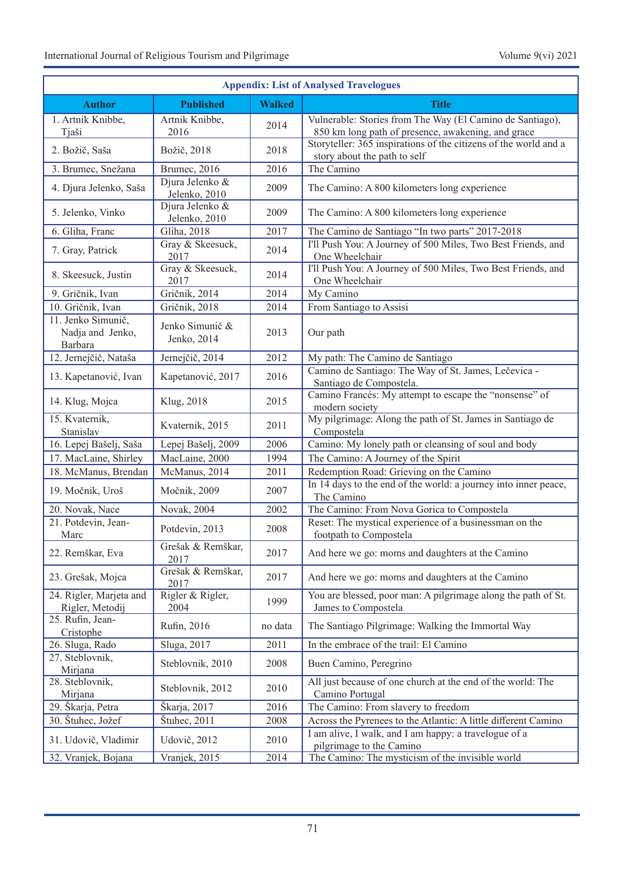**Appendix: List of Analysed Travelogues**

| Author | Published | Walked | Title |
|---|---|---|---|
| 1. Artnik Knibbe, Tjaši | Artnik Knibbe, 2016 | 2014 | Vulnerable: Stories from The Way (El Camino de Santiago), 850 km long path of presence, awakening, and grace |
| 2. Božič, Saša | Božič, 2018 | 2018 | Storyteller: 365 inspirations of the citizens of the world and a story about the path to self |
| 3. Brumec, Snežana | Brumec, 2016 | 2016 | The Camino |
| 4. Djura Jelenko, Saša | Djura Jelenko & Jelenko, 2010 | 2009 | The Camino: A 800 kilometers long experience |
| 5. Jelenko, Vinko | Djura Jelenko & Jelenko, 2010 | 2009 | The Camino: A 800 kilometers long experience |
| 6. Gliha, Franc | Gliha, 2018 | 2017 | The Camino de Santiago "In two parts" 2017-2018 |
| 7. Gray, Patrick | Gray & Skeesuck, 2017 | 2014 | I'll Push You: A Journey of 500 Miles, Two Best Friends, and One Wheelchair |
| 8. Skeesuck, Justin | Gray & Skeesuck, 2017 | 2014 | I'll Push You: A Journey of 500 Miles, Two Best Friends, and One Wheelchair |
| 9. Gričnik, Ivan | Gričnik, 2014 | 2014 | My Camino |
| 10. Gričnik, Ivan | Gričnik, 2018 | 2014 | From Santiago to Assisi |
| 11. Jenko Simunič, Nadja and Jenko, Barbara | Jenko Simunič & Jenko, 2014 | 2013 | Our path |
| 12. Jernejčič, Nataša | Jernejčič, 2014 | 2012 | My path: The Camino de Santiago |
| 13. Kapetanović, Ivan | Kapetanović, 2017 | 2016 | Camino de Santiago: The Way of St. James, Lečevica - Santiago de Compostela. |
| 14. Klug, Mojca | Klug, 2018 | 2015 | Camino Francés: My attempt to escape the "nonsense" of modern society |
| 15. Kvaternik, Stanislav | Kvaternik, 2015 | 2011 | My pilgrimage: Along the path of St. James in Santiago de Compostela |
| 16. Lepej Bašelj, Saša | Lepej Bašelj, 2009 | 2006 | Camino: My lonely path or cleansing of soul and body |
| 17. MacLaine, Shirley | MacLaine, 2000 | 1994 | The Camino: A Journey of the Spirit |
| 18. McManus, Brendan | McManus, 2014 | 2011 | Redemption Road: Grieving on the Camino |
| 19. Močnik, Uroš | Močnik, 2009 | 2007 | In 14 days to the end of the world: a journey into inner peace, The Camino |
| 20. Novak, Nace | Novak, 2004 | 2002 | The Camino: From Nova Gorica to Compostela |
| 21. Potdevin, Jean-Marc | Potdevin, 2013 | 2008 | Reset: The mystical experience of a businessman on the footpath to Compostela |
| 22. Remškar, Eva | Grešak & Remškar, 2017 | 2017 | And here we go: moms and daughters at the Camino |
| 23. Grešak, Mojca | Grešak & Remškar, 2017 | 2017 | And here we go: moms and daughters at the Camino |
| 24. Rigler, Marjeta and Rigler, Metodij | Rigler & Rigler, 2004 | 1999 | You are blessed, poor man: A pilgrimage along the path of St. James to Compostela |
| 25. Rufin, Jean-Cristophe | Rufin, 2016 | no data | The Santiago Pilgrimage: Walking the Immortal Way |
| 26. Sluga, Rado | Sluga, 2017 | 2011 | In the embrace of the trail: El Camino |
| 27. Steblovnik, Mirjana | Steblovnik, 2010 | 2008 | Buen Camino, Peregrino |
| 28. Steblovnik, Mirjana | Steblovnik, 2012 | 2010 | All just because of one church at the end of the world: The Camino Portugal |
| 29. Škarja, Petra | Škarja, 2017 | 2016 | The Camino: From slavery to freedom |
| 30. Štuhec, Jožef | Štuhec, 2011 | 2008 | Across the Pyrenees to the Atlantic: A little different Camino |
| 31. Udovič, Vladimir | Udovič, 2012 | 2010 | I am alive, I walk, and I am happy: a travelogue of a pilgrimage to the Camino |
| 32. Vranjek, Bojana | Vranjek, 2015 | 2014 | The Camino: The mysticism of the invisible world |